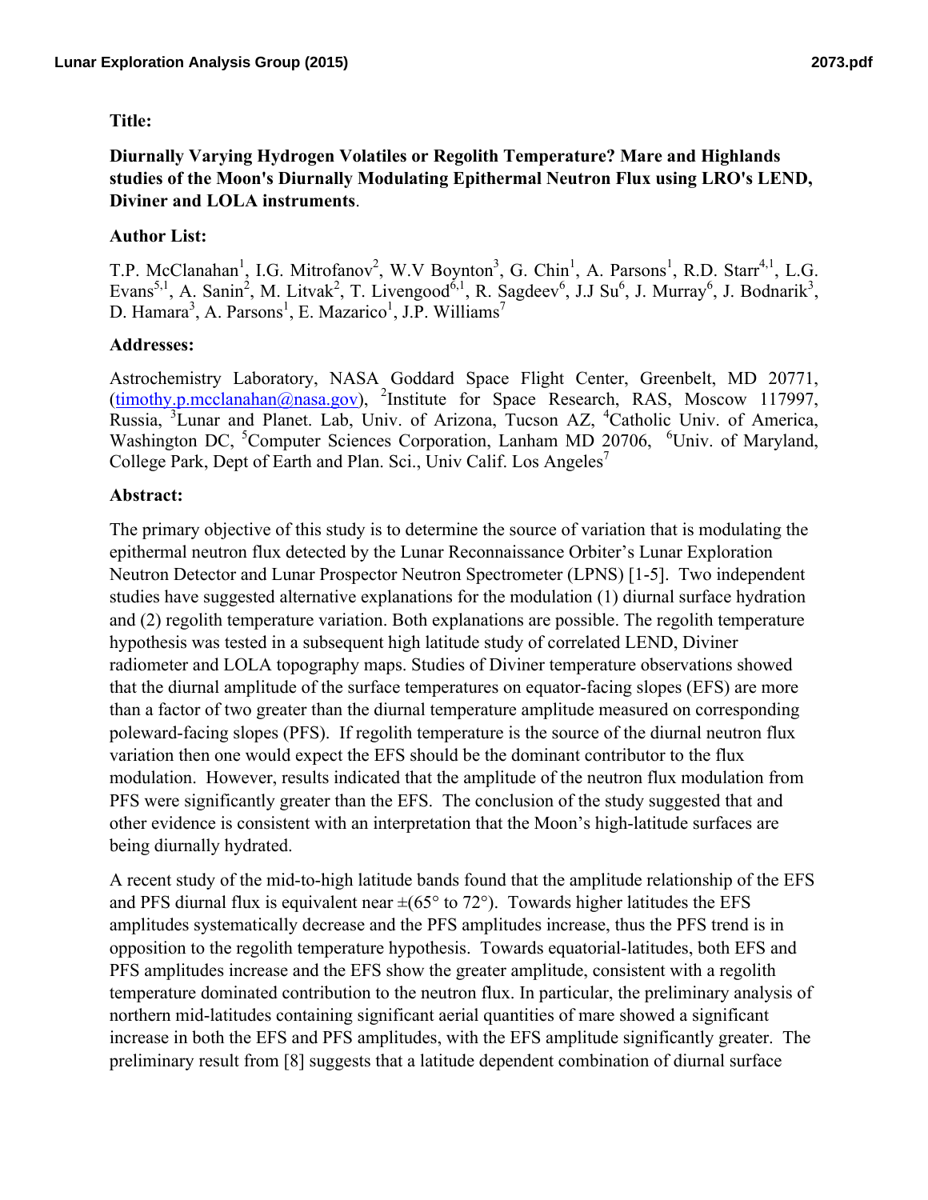**Title:**

**Diurnally Varying Hydrogen Volatiles or Regolith Temperature? Mare and Highlands studies of the Moon's Diurnally Modulating Epithermal Neutron Flux using LRO's LEND, Diviner and LOLA instruments**.

**Author List:**

T.P. McClanahan[1], I.G. Mitrofanov[2], W.V Boynton[3], G. Chin[1], A. Parsons[1], R.D. Starr[4,1], L.G. Evans[5,1], A. Sanin[2], M. Litvak[2], T. Livengood[6,1], R. Sagdeev[6], J.J Su[6], J. Murray[6], J. Bodnarik[3], D. Hamara[3], A. Parsons[1], E. Mazarico[1], J.P. Williams[7]

**Addresses:**

Astrochemistry Laboratory, NASA Goddard Space Flight Center, Greenbelt, MD 20771, (timothy.p.mcclanahan@nasa.gov), [2]Institute for Space Research, RAS, Moscow 117997, Russia, [3]Lunar and Planet. Lab, Univ. of Arizona, Tucson AZ, [4]Catholic Univ. of America, Washington DC, [5]Computer Sciences Corporation, Lanham MD 20706, [6]Univ. of Maryland, College Park, Dept of Earth and Plan. Sci., Univ Calif. Los Angeles[7]

**Abstract:**

The primary objective of this study is to determine the source of variation that is modulating the epithermal neutron flux detected by the Lunar Reconnaissance Orbiter's Lunar Exploration Neutron Detector and Lunar Prospector Neutron Spectrometer (LPNS) [1-5]. Two independent studies have suggested alternative explanations for the modulation (1) diurnal surface hydration and (2) regolith temperature variation. Both explanations are possible. The regolith temperature hypothesis was tested in a subsequent high latitude study of correlated LEND, Diviner radiometer and LOLA topography maps. Studies of Diviner temperature observations showed that the diurnal amplitude of the surface temperatures on equator-facing slopes (EFS) are more than a factor of two greater than the diurnal temperature amplitude measured on corresponding poleward-facing slopes (PFS). If regolith temperature is the source of the diurnal neutron flux variation then one would expect the EFS should be the dominant contributor to the flux modulation. However, results indicated that the amplitude of the neutron flux modulation from PFS were significantly greater than the EFS. The conclusion of the study suggested that and other evidence is consistent with an interpretation that the Moon's high-latitude surfaces are being diurnally hydrated.

A recent study of the mid-to-high latitude bands found that the amplitude relationship of the EFS and PFS diurnal flux is equivalent near $\pm(65°$ to $72°)$. Towards higher latitudes the EFS amplitudes systematically decrease and the PFS amplitudes increase, thus the PFS trend is in opposition to the regolith temperature hypothesis. Towards equatorial-latitudes, both EFS and PFS amplitudes increase and the EFS show the greater amplitude, consistent with a regolith temperature dominated contribution to the neutron flux. In particular, the preliminary analysis of northern mid-latitudes containing significant aerial quantities of mare showed a significant increase in both the EFS and PFS amplitudes, with the EFS amplitude significantly greater. The preliminary result from [8] suggests that a latitude dependent combination of diurnal surface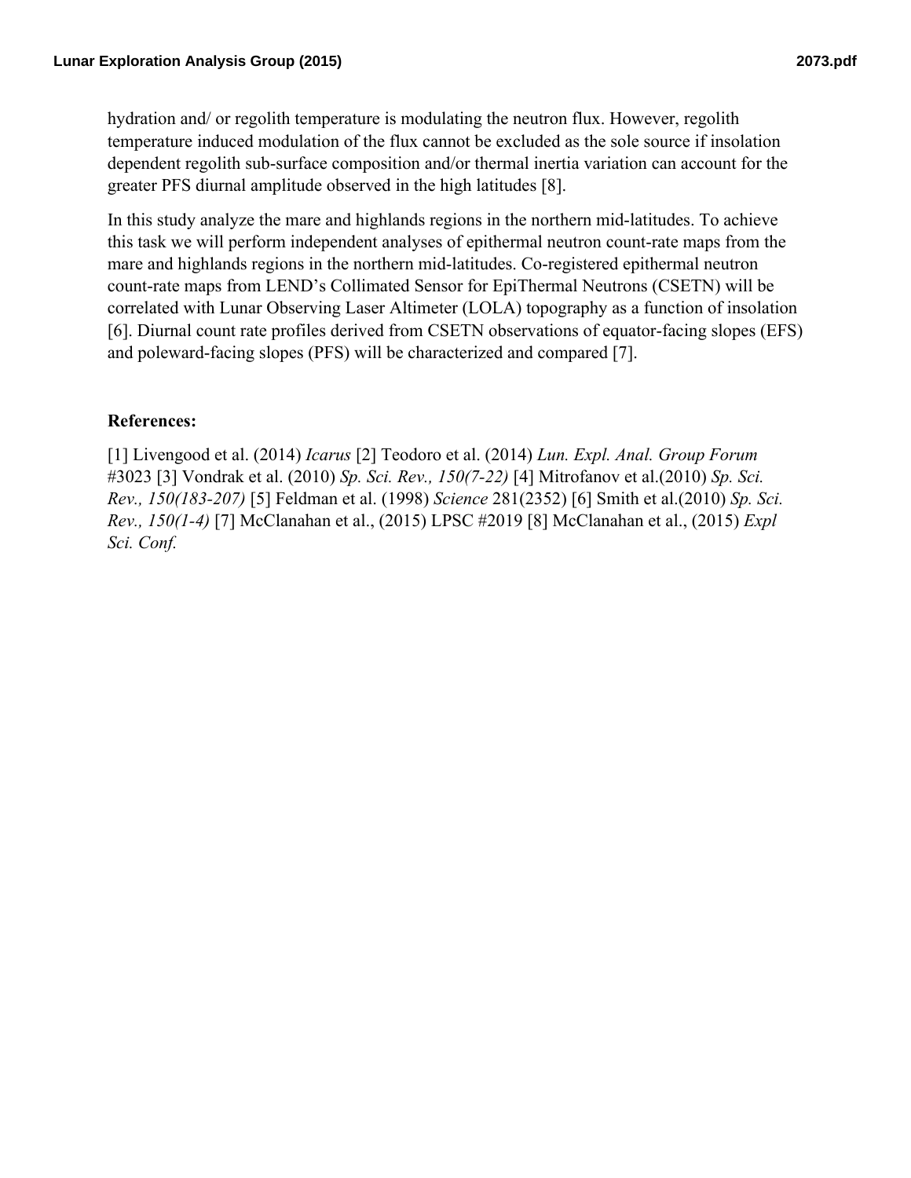hydration and/ or regolith temperature is modulating the neutron flux. However, regolith temperature induced modulation of the flux cannot be excluded as the sole source if insolation dependent regolith sub-surface composition and/or thermal inertia variation can account for the greater PFS diurnal amplitude observed in the high latitudes [8].

In this study analyze the mare and highlands regions in the northern mid-latitudes. To achieve this task we will perform independent analyses of epithermal neutron count-rate maps from the mare and highlands regions in the northern mid-latitudes. Co-registered epithermal neutron count-rate maps from LEND's Collimated Sensor for EpiThermal Neutrons (CSETN) will be correlated with Lunar Observing Laser Altimeter (LOLA) topography as a function of insolation [6]. Diurnal count rate profiles derived from CSETN observations of equator-facing slopes (EFS) and poleward-facing slopes (PFS) will be characterized and compared [7].

**References:**

[1] Livengood et al. (2014) *Icarus* [2] Teodoro et al. (2014) *Lun. Expl. Anal. Group Forum* #3023 [3] Vondrak et al. (2010) *Sp. Sci. Rev., 150(7-22)* [4] Mitrofanov et al.(2010) *Sp. Sci. Rev., 150(183-207)* [5] Feldman et al. (1998) *Science* 281(2352) [6] Smith et al.(2010) *Sp. Sci. Rev., 150(1-4)* [7] McClanahan et al., (2015) LPSC #2019 [8] McClanahan et al., (2015) *Expl Sci. Conf.*